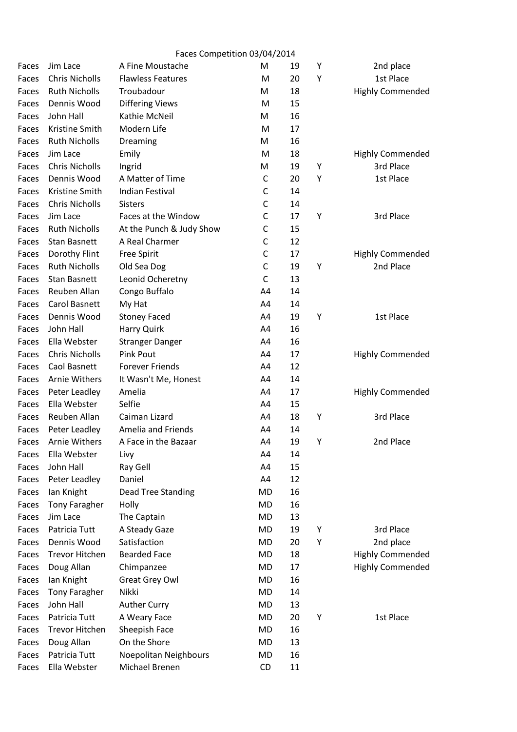Faces Competition 03/04/2014

| | | | | | | |
|---|---|---|---|---|---|---|
| Faces | Jim Lace | A Fine Moustache | M | 19 | Y | 2nd place |
| Faces | Chris Nicholls | Flawless Features | M | 20 | Y | 1st Place |
| Faces | Ruth Nicholls | Troubadour | M | 18 | | Highly Commended |
| Faces | Dennis Wood | Differing Views | M | 15 | | |
| Faces | John Hall | Kathie McNeil | M | 16 | | |
| Faces | Kristine Smith | Modern Life | M | 17 | | |
| Faces | Ruth Nicholls | Dreaming | M | 16 | | |
| Faces | Jim Lace | Emily | M | 18 | | Highly Commended |
| Faces | Chris Nicholls | Ingrid | M | 19 | Y | 3rd Place |
| Faces | Dennis Wood | A Matter of Time | C | 20 | Y | 1st Place |
| Faces | Kristine Smith | Indian Festival | C | 14 | | |
| Faces | Chris Nicholls | Sisters | C | 14 | | |
| Faces | Jim Lace | Faces at the Window | C | 17 | Y | 3rd Place |
| Faces | Ruth Nicholls | At the Punch & Judy Show | C | 15 | | |
| Faces | Stan Basnett | A Real Charmer | C | 12 | | |
| Faces | Dorothy Flint | Free Spirit | C | 17 | | Highly Commended |
| Faces | Ruth Nicholls | Old Sea Dog | C | 19 | Y | 2nd Place |
| Faces | Stan Basnett | Leonid Ocheretny | C | 13 | | |
| Faces | Reuben Allan | Congo Buffalo | A4 | 14 | | |
| Faces | Carol Basnett | My Hat | A4 | 14 | | |
| Faces | Dennis Wood | Stoney Faced | A4 | 19 | Y | 1st Place |
| Faces | John Hall | Harry Quirk | A4 | 16 | | |
| Faces | Ella Webster | Stranger Danger | A4 | 16 | | |
| Faces | Chris Nicholls | Pink Pout | A4 | 17 | | Highly Commended |
| Faces | Caol Basnett | Forever Friends | A4 | 12 | | |
| Faces | Arnie Withers | It Wasn't Me, Honest | A4 | 14 | | |
| Faces | Peter Leadley | Amelia | A4 | 17 | | Highly Commended |
| Faces | Ella Webster | Selfie | A4 | 15 | | |
| Faces | Reuben Allan | Caiman Lizard | A4 | 18 | Y | 3rd Place |
| Faces | Peter Leadley | Amelia and Friends | A4 | 14 | | |
| Faces | Arnie Withers | A Face in the Bazaar | A4 | 19 | Y | 2nd Place |
| Faces | Ella Webster | Livy | A4 | 14 | | |
| Faces | John Hall | Ray Gell | A4 | 15 | | |
| Faces | Peter Leadley | Daniel | A4 | 12 | | |
| Faces | Ian Knight | Dead Tree Standing | MD | 16 | | |
| Faces | Tony Faragher | Holly | MD | 16 | | |
| Faces | Jim Lace | The Captain | MD | 13 | | |
| Faces | Patricia Tutt | A Steady Gaze | MD | 19 | Y | 3rd Place |
| Faces | Dennis Wood | Satisfaction | MD | 20 | Y | 2nd place |
| Faces | Trevor Hitchen | Bearded Face | MD | 18 | | Highly Commended |
| Faces | Doug Allan | Chimpanzee | MD | 17 | | Highly Commended |
| Faces | Ian Knight | Great Grey Owl | MD | 16 | | |
| Faces | Tony Faragher | Nikki | MD | 14 | | |
| Faces | John Hall | Auther Curry | MD | 13 | | |
| Faces | Patricia Tutt | A Weary Face | MD | 20 | Y | 1st Place |
| Faces | Trevor Hitchen | Sheepish Face | MD | 16 | | |
| Faces | Doug Allan | On the Shore | MD | 13 | | |
| Faces | Patricia Tutt | Noepolitan Neighbours | MD | 16 | | |
| Faces | Ella Webster | Michael Brenen | CD | 11 | | |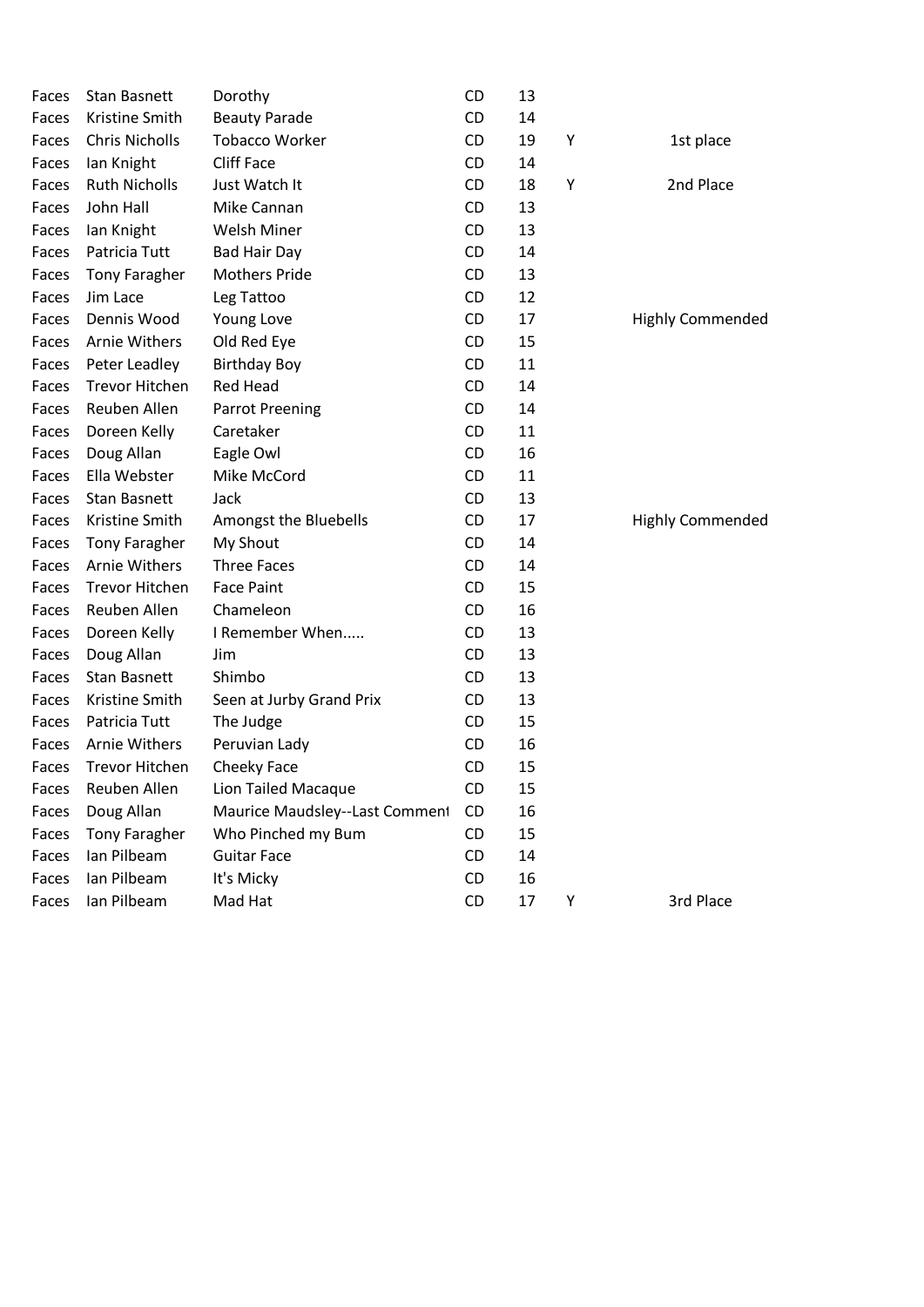| | | | | | | |
|---|---|---|---|---|---|---|
| Faces | Stan Basnett | Dorothy | CD | 13 | | |
| Faces | Kristine Smith | Beauty Parade | CD | 14 | | |
| Faces | Chris Nicholls | Tobacco Worker | CD | 19 | Y | 1st place |
| Faces | Ian Knight | Cliff Face | CD | 14 | | |
| Faces | Ruth Nicholls | Just Watch It | CD | 18 | Y | 2nd Place |
| Faces | John Hall | Mike Cannan | CD | 13 | | |
| Faces | Ian Knight | Welsh Miner | CD | 13 | | |
| Faces | Patricia Tutt | Bad Hair Day | CD | 14 | | |
| Faces | Tony Faragher | Mothers Pride | CD | 13 | | |
| Faces | Jim Lace | Leg Tattoo | CD | 12 | | |
| Faces | Dennis Wood | Young Love | CD | 17 | | Highly Commended |
| Faces | Arnie Withers | Old Red Eye | CD | 15 | | |
| Faces | Peter Leadley | Birthday Boy | CD | 11 | | |
| Faces | Trevor Hitchen | Red Head | CD | 14 | | |
| Faces | Reuben Allen | Parrot Preening | CD | 14 | | |
| Faces | Doreen Kelly | Caretaker | CD | 11 | | |
| Faces | Doug Allan | Eagle Owl | CD | 16 | | |
| Faces | Ella Webster | Mike McCord | CD | 11 | | |
| Faces | Stan Basnett | Jack | CD | 13 | | |
| Faces | Kristine Smith | Amongst the Bluebells | CD | 17 | | Highly Commended |
| Faces | Tony Faragher | My Shout | CD | 14 | | |
| Faces | Arnie Withers | Three Faces | CD | 14 | | |
| Faces | Trevor Hitchen | Face Paint | CD | 15 | | |
| Faces | Reuben Allen | Chameleon | CD | 16 | | |
| Faces | Doreen Kelly | I Remember When..... | CD | 13 | | |
| Faces | Doug Allan | Jim | CD | 13 | | |
| Faces | Stan Basnett | Shimbo | CD | 13 | | |
| Faces | Kristine Smith | Seen at Jurby Grand Prix | CD | 13 | | |
| Faces | Patricia Tutt | The Judge | CD | 15 | | |
| Faces | Arnie Withers | Peruvian Lady | CD | 16 | | |
| Faces | Trevor Hitchen | Cheeky Face | CD | 15 | | |
| Faces | Reuben Allen | Lion Tailed Macaque | CD | 15 | | |
| Faces | Doug Allan | Maurice Maudsley--Last Comment | CD | 16 | | |
| Faces | Tony Faragher | Who Pinched my Bum | CD | 15 | | |
| Faces | Ian Pilbeam | Guitar Face | CD | 14 | | |
| Faces | Ian Pilbeam | It's Micky | CD | 16 | | |
| Faces | Ian Pilbeam | Mad Hat | CD | 17 | Y | 3rd Place |